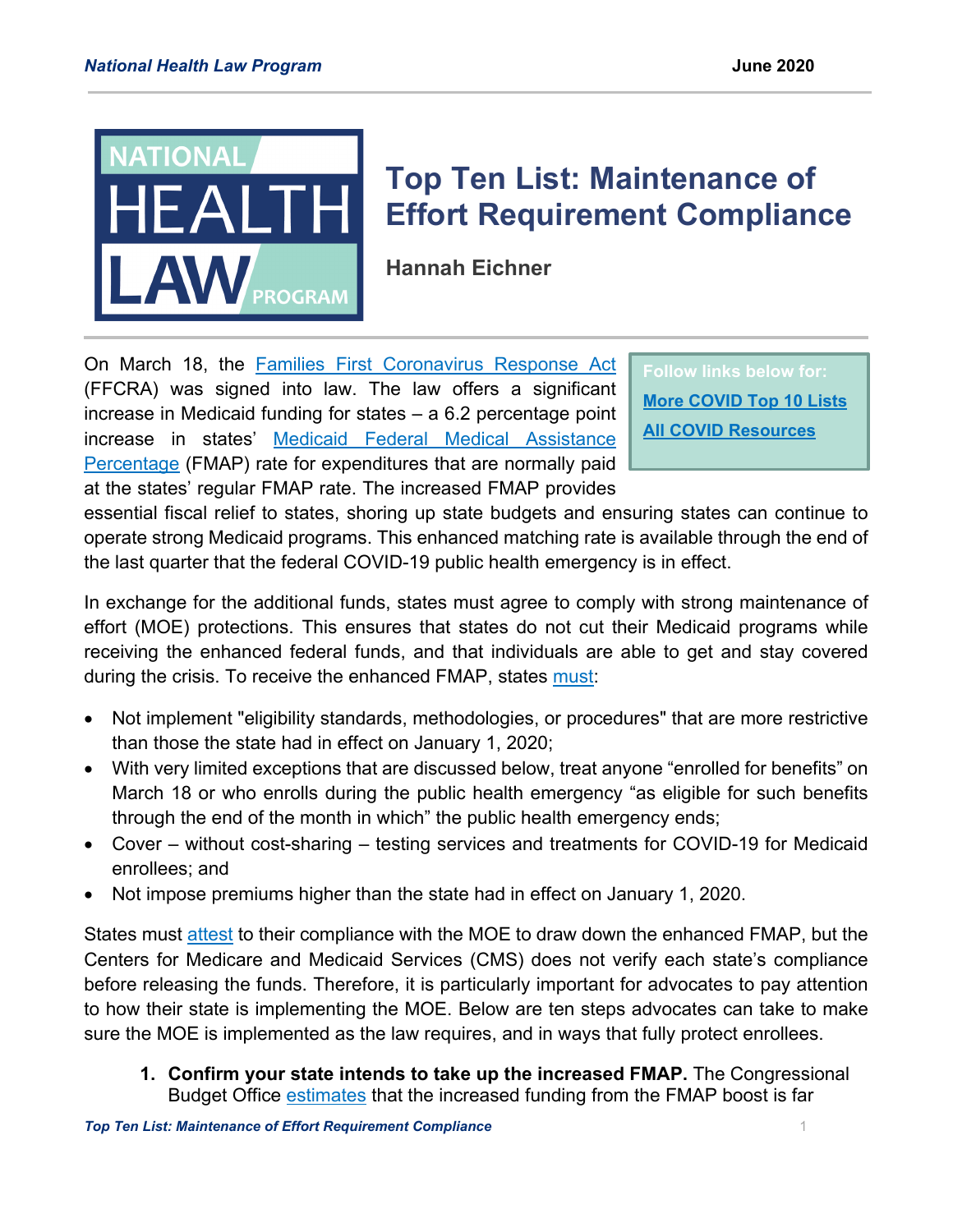# Top Ten List: Maintenance of Effort Requirement Compliance

**Hannah Eichner**

June 2020

Follow links below for:

**More COVID Top 10 Lists**

**All COVID Resources**

On March 18, the Families First Coronavirus Response Act (FFCRA) was signed into law. The law offers a significant increase in Medicaid funding for states – a 6.2 percentage point increase in states' Medicaid Federal Medical Assistance Percentage (FMAP) rate for expenditures that are normally paid at the states' regular FMAP rate. The increased FMAP provides essential fiscal relief to states, shoring up state budgets and ensuring states can continue to operate strong Medicaid programs. This enhanced matching rate is available through the end of the last quarter that the federal COVID-19 public health emergency is in effect.

In exchange for the additional funds, states must agree to comply with strong maintenance of effort (MOE) protections. This ensures that states do not cut their Medicaid programs while receiving the enhanced federal funds, and that individuals are able to get and stay covered during the crisis. To receive the enhanced FMAP, states must:

- Not implement "eligibility standards, methodologies, or procedures" that are more restrictive than those the state had in effect on January 1, 2020;
- With very limited exceptions that are discussed below, treat anyone "enrolled for benefits" on March 18 or who enrolls during the public health emergency "as eligible for such benefits through the end of the month in which" the public health emergency ends;
- Cover – without cost-sharing – testing services and treatments for COVID-19 for Medicaid enrollees; and
- Not impose premiums higher than the state had in effect on January 1, 2020.

States must attest to their compliance with the MOE to draw down the enhanced FMAP, but the Centers for Medicare and Medicaid Services (CMS) does not verify each state's compliance before releasing the funds. Therefore, it is particularly important for advocates to pay attention to how their state is implementing the MOE. Below are ten steps advocates can take to make sure the MOE is implemented as the law requires, and in ways that fully protect enrollees.

1. **Confirm your state intends to take up the increased FMAP.** The Congressional Budget Office estimates that the increased funding from the FMAP boost is far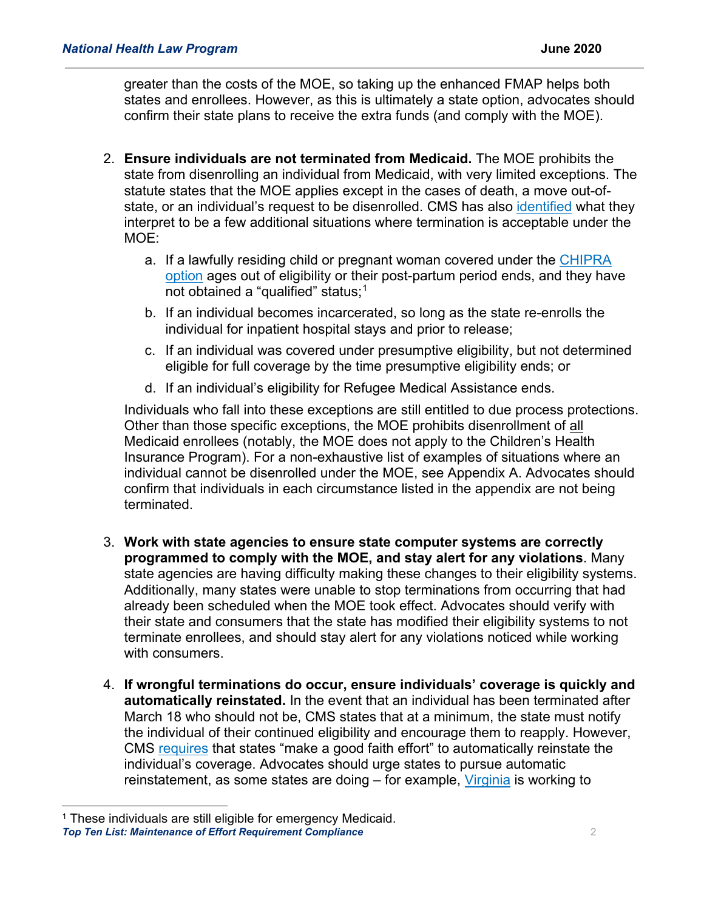greater than the costs of the MOE, so taking up the enhanced FMAP helps both states and enrollees. However, as this is ultimately a state option, advocates should confirm their state plans to receive the extra funds (and comply with the MOE).

2. **Ensure individuals are not terminated from Medicaid.** The MOE prohibits the state from disenrolling an individual from Medicaid, with very limited exceptions. The statute states that the MOE applies except in the cases of death, a move out-of-state, or an individual's request to be disenrolled. CMS has also identified what they interpret to be a few additional situations where termination is acceptable under the MOE:

   a. If a lawfully residing child or pregnant woman covered under the CHIPRA option ages out of eligibility or their post-partum period ends, and they have not obtained a "qualified" status;[1]

   b. If an individual becomes incarcerated, so long as the state re-enrolls the individual for inpatient hospital stays and prior to release;

   c. If an individual was covered under presumptive eligibility, but not determined eligible for full coverage by the time presumptive eligibility ends; or

   d. If an individual's eligibility for Refugee Medical Assistance ends.

   Individuals who fall into these exceptions are still entitled to due process protections. Other than those specific exceptions, the MOE prohibits disenrollment of all Medicaid enrollees (notably, the MOE does not apply to the Children's Health Insurance Program). For a non-exhaustive list of examples of situations where an individual cannot be disenrolled under the MOE, see Appendix A. Advocates should confirm that individuals in each circumstance listed in the appendix are not being terminated.

3. **Work with state agencies to ensure state computer systems are correctly programmed to comply with the MOE, and stay alert for any violations**. Many state agencies are having difficulty making these changes to their eligibility systems. Additionally, many states were unable to stop terminations from occurring that had already been scheduled when the MOE took effect. Advocates should verify with their state and consumers that the state has modified their eligibility systems to not terminate enrollees, and should stay alert for any violations noticed while working with consumers.

4. **If wrongful terminations do occur, ensure individuals' coverage is quickly and automatically reinstated.** In the event that an individual has been terminated after March 18 who should not be, CMS states that at a minimum, the state must notify the individual of their continued eligibility and encourage them to reapply. However, CMS requires that states "make a good faith effort" to automatically reinstate the individual's coverage. Advocates should urge states to pursue automatic reinstatement, as some states are doing – for example, Virginia is working to

[1] These individuals are still eligible for emergency Medicaid.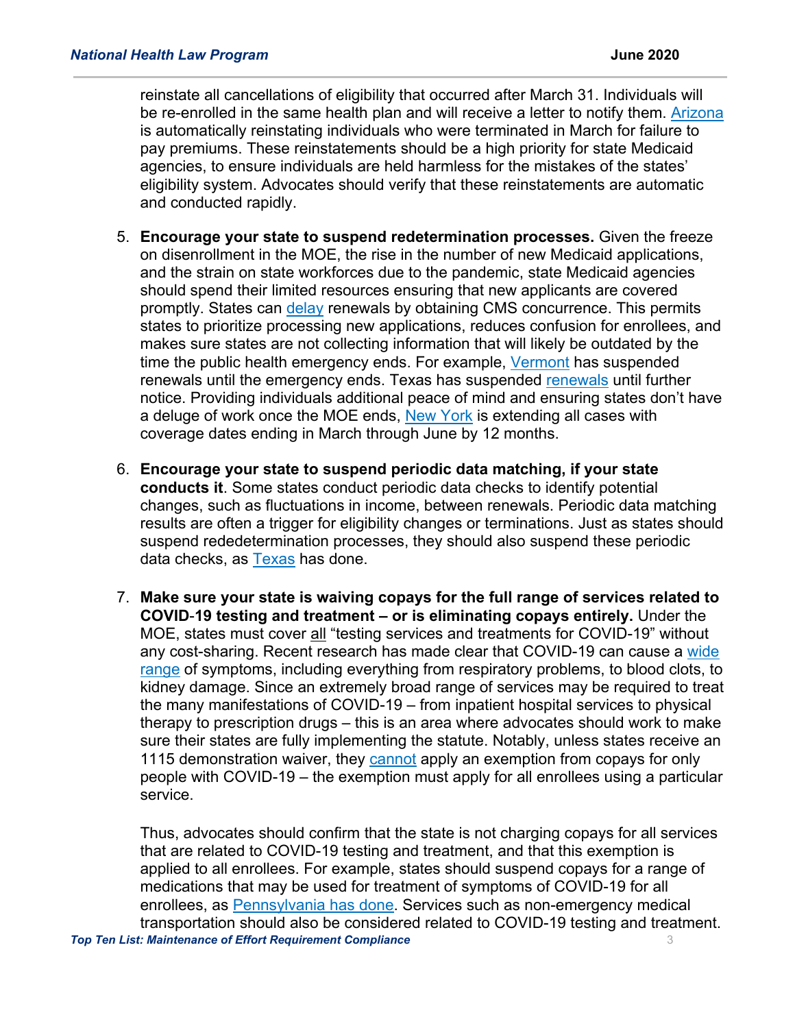reinstate all cancellations of eligibility that occurred after March 31. Individuals will be re-enrolled in the same health plan and will receive a letter to notify them. Arizona is automatically reinstating individuals who were terminated in March for failure to pay premiums. These reinstatements should be a high priority for state Medicaid agencies, to ensure individuals are held harmless for the mistakes of the states' eligibility system. Advocates should verify that these reinstatements are automatic and conducted rapidly.

5. **Encourage your state to suspend redetermination processes.** Given the freeze on disenrollment in the MOE, the rise in the number of new Medicaid applications, and the strain on state workforces due to the pandemic, state Medicaid agencies should spend their limited resources ensuring that new applicants are covered promptly. States can delay renewals by obtaining CMS concurrence. This permits states to prioritize processing new applications, reduces confusion for enrollees, and makes sure states are not collecting information that will likely be outdated by the time the public health emergency ends. For example, Vermont has suspended renewals until the emergency ends. Texas has suspended renewals until further notice. Providing individuals additional peace of mind and ensuring states don't have a deluge of work once the MOE ends, New York is extending all cases with coverage dates ending in March through June by 12 months.

6. **Encourage your state to suspend periodic data matching, if your state conducts it**. Some states conduct periodic data checks to identify potential changes, such as fluctuations in income, between renewals. Periodic data matching results are often a trigger for eligibility changes or terminations. Just as states should suspend rededetermination processes, they should also suspend these periodic data checks, as Texas has done.

7. **Make sure your state is waiving copays for the full range of services related to COVID-19 testing and treatment – or is eliminating copays entirely.** Under the MOE, states must cover all "testing services and treatments for COVID-19" without any cost-sharing. Recent research has made clear that COVID-19 can cause a wide range of symptoms, including everything from respiratory problems, to blood clots, to kidney damage. Since an extremely broad range of services may be required to treat the many manifestations of COVID-19 – from inpatient hospital services to physical therapy to prescription drugs – this is an area where advocates should work to make sure their states are fully implementing the statute. Notably, unless states receive an 1115 demonstration waiver, they cannot apply an exemption from copays for only people with COVID-19 – the exemption must apply for all enrollees using a particular service.

   Thus, advocates should confirm that the state is not charging copays for all services that are related to COVID-19 testing and treatment, and that this exemption is applied to all enrollees. For example, states should suspend copays for a range of medications that may be used for treatment of symptoms of COVID-19 for all enrollees, as Pennsylvania has done. Services such as non-emergency medical transportation should also be considered related to COVID-19 testing and treatment.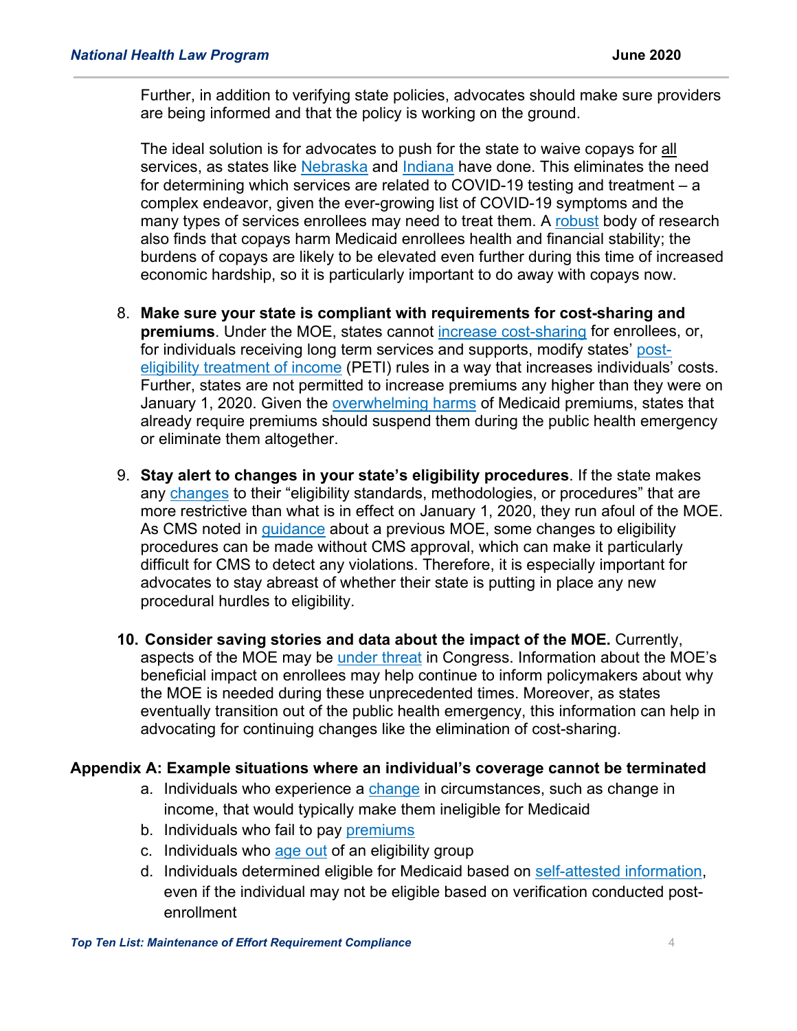Further, in addition to verifying state policies, advocates should make sure providers are being informed and that the policy is working on the ground.

The ideal solution is for advocates to push for the state to waive copays for all services, as states like Nebraska and Indiana have done. This eliminates the need for determining which services are related to COVID-19 testing and treatment – a complex endeavor, given the ever-growing list of COVID-19 symptoms and the many types of services enrollees may need to treat them. A robust body of research also finds that copays harm Medicaid enrollees health and financial stability; the burdens of copays are likely to be elevated even further during this time of increased economic hardship, so it is particularly important to do away with copays now.

8. **Make sure your state is compliant with requirements for cost-sharing and premiums**. Under the MOE, states cannot increase cost-sharing for enrollees, or, for individuals receiving long term services and supports, modify states' post-eligibility treatment of income (PETI) rules in a way that increases individuals' costs. Further, states are not permitted to increase premiums any higher than they were on January 1, 2020. Given the overwhelming harms of Medicaid premiums, states that already require premiums should suspend them during the public health emergency or eliminate them altogether.

9. **Stay alert to changes in your state's eligibility procedures**. If the state makes any changes to their "eligibility standards, methodologies, or procedures" that are more restrictive than what is in effect on January 1, 2020, they run afoul of the MOE. As CMS noted in guidance about a previous MOE, some changes to eligibility procedures can be made without CMS approval, which can make it particularly difficult for CMS to detect any violations. Therefore, it is especially important for advocates to stay abreast of whether their state is putting in place any new procedural hurdles to eligibility.

10. **Consider saving stories and data about the impact of the MOE.** Currently, aspects of the MOE may be under threat in Congress. Information about the MOE's beneficial impact on enrollees may help continue to inform policymakers about why the MOE is needed during these unprecedented times. Moreover, as states eventually transition out of the public health emergency, this information can help in advocating for continuing changes like the elimination of cost-sharing.

## Appendix A: Example situations where an individual's coverage cannot be terminated

a. Individuals who experience a change in circumstances, such as change in income, that would typically make them ineligible for Medicaid
b. Individuals who fail to pay premiums
c. Individuals who age out of an eligibility group
d. Individuals determined eligible for Medicaid based on self-attested information, even if the individual may not be eligible based on verification conducted post-enrollment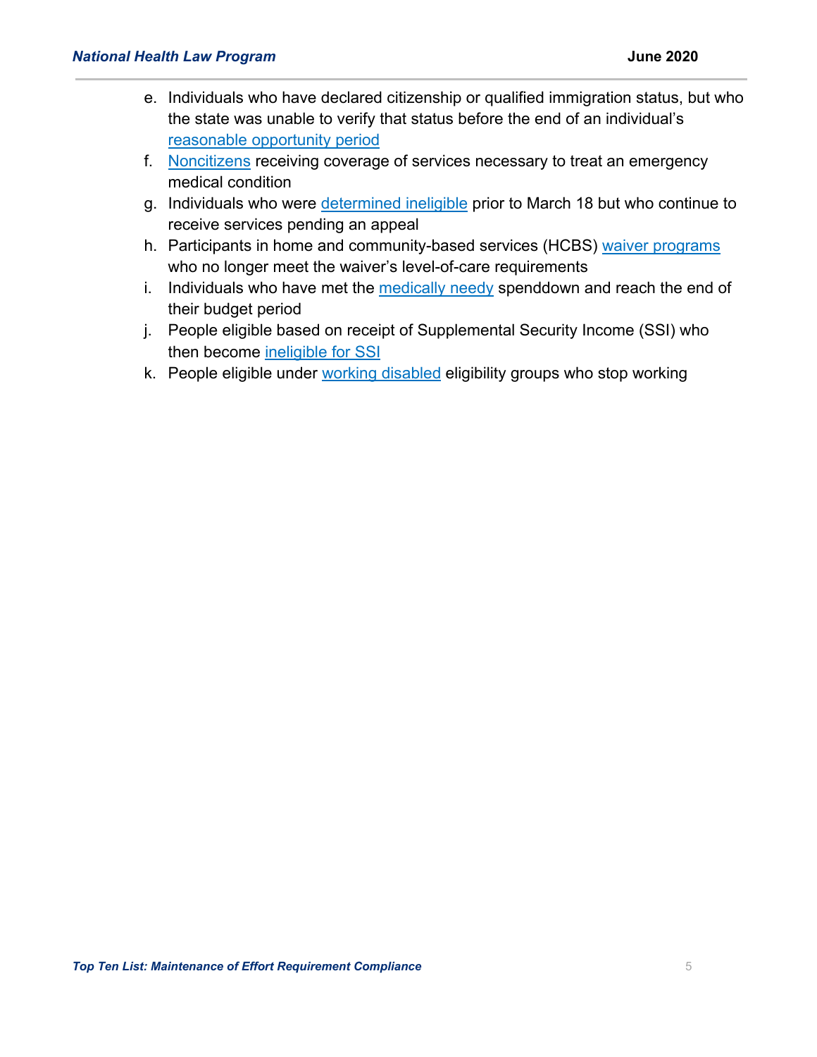e. Individuals who have declared citizenship or qualified immigration status, but who the state was unable to verify that status before the end of an individual's reasonable opportunity period
f. Noncitizens receiving coverage of services necessary to treat an emergency medical condition
g. Individuals who were determined ineligible prior to March 18 but who continue to receive services pending an appeal
h. Participants in home and community-based services (HCBS) waiver programs who no longer meet the waiver's level-of-care requirements
i. Individuals who have met the medically needy spenddown and reach the end of their budget period
j. People eligible based on receipt of Supplemental Security Income (SSI) who then become ineligible for SSI
k. People eligible under working disabled eligibility groups who stop working